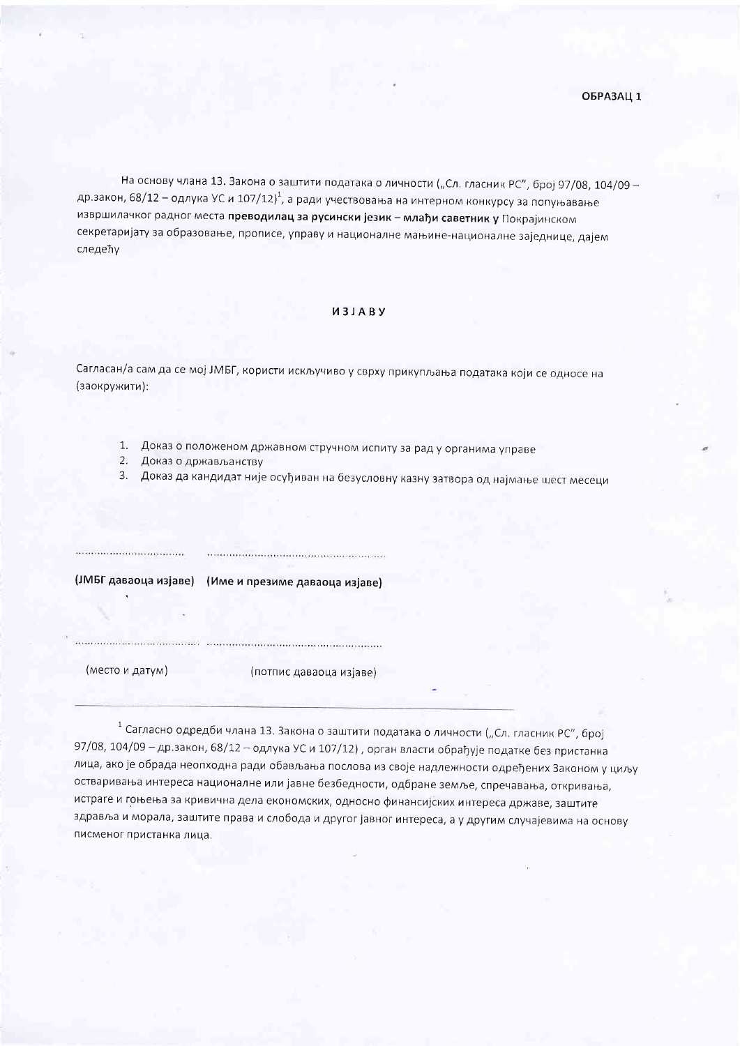**ОБРАЗАЦ 1**

На основу члана 13. Закона о заштити података о личности („Сл. гласник РС", број 97/08, 104/09 – др.закон, 68/12 – одлука УС и 107/12)[1], а ради учествовања на интерном конкурсу за попуњавање извршилачког радног места **преводилац за русински језик – млађи саветник у** Покрајинском секретаријату за образовање, прописе, управу и националне мањине-националне заједнице, дајем следећу

**ИЗЈАВУ**

Сагласан/а сам да се мој ЈМБГ, користи искључиво у сврху прикупљања података који се односе на (заокружити):

1. Доказ о положеном државном стручном испиту за рад у органима управе
2. Доказ о држављанству
3. Доказ да кандидат није осуђиван на безусловну казну затвора од најмање шест месеци

................................ ....................................................

**(ЈМБГ даваоца изјаве) (Име и презиме даваоца изјаве)**

................................ ....................................................

(место и датум) (потпис даваоца изјаве)

---

[1] Сагласно одредби члана 13. Закона о заштити података о личности („Сл. гласник РС", број 97/08, 104/09 – др.закон, 68/12 – одлука УС и 107/12) , орган власти обрађује податке без пристанка лица, ако је обрада неопходна ради обављања послова из своје надлежности одређених Законом у циљу остваривања интереса националне или јавне безбедности, одбране земље, спречавања, откривања, истраге и гоњења за кривична дела економских, односно финансијских интереса државе, заштите здравља и морала, заштите права и слобода и другог јавног интереса, а у другим случајевима на основу писменог пристанка лица.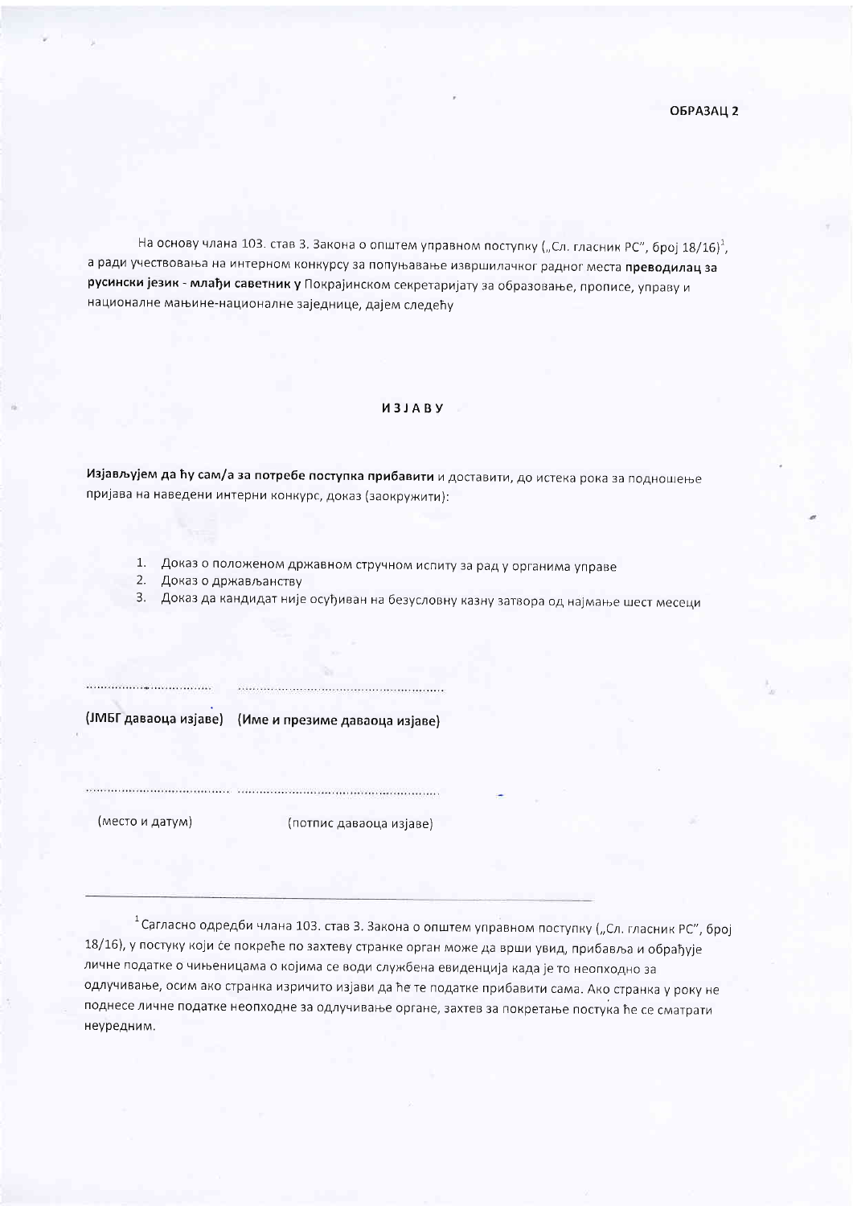ОБРАЗАЦ 2

На основу члана 103. став 3. Закона о општем управном поступку („Сл. гласник РС", број 18/16)[1], а ради учествовања на интерном конкурсу за попуњавање извршилачког радног места **преводилац за русински језик - млађи саветник у** Покрајинском секретаријату за образовање, прописе, управу и националне мањине-националне заједнице, дајем следећу

## ИЗЈАВУ

**Изјављујем да ћу сам/а за потребе поступка прибавити** и доставити, до истека рока за подношење пријава на наведени интерни конкурс, доказ (заокружити):

1. Доказ о положеном државном стручном испиту за рад у органима управе
2. Доказ о држављанству
3. Доказ да кандидат није осуђиван на безусловну казну затвора од најмање шест месеци

................................ ....................................................

**(ЈМБГ даваоца изјаве) (Име и презиме даваоца изјаве)**

..................................... ....................................................

(место и датум) (потпис даваоца изјаве)

---

[1] Сагласно одредби члана 103. став 3. Закона о општем управном поступку („Сл. гласник РС", број 18/16), у постуку који ће покреће по захтеву странке орган може да врши увид, прибавља и обрађује личне податке о чињеницама о којима се води службена евиденција када је то неопходно за одлучивање, осим ако странка изричито изјави да ће те податке прибавити сама. Ако странка у року не поднесе личне податке неопходне за одлучивање органе, захтев за покретање постука ће се сматрати неуредним.